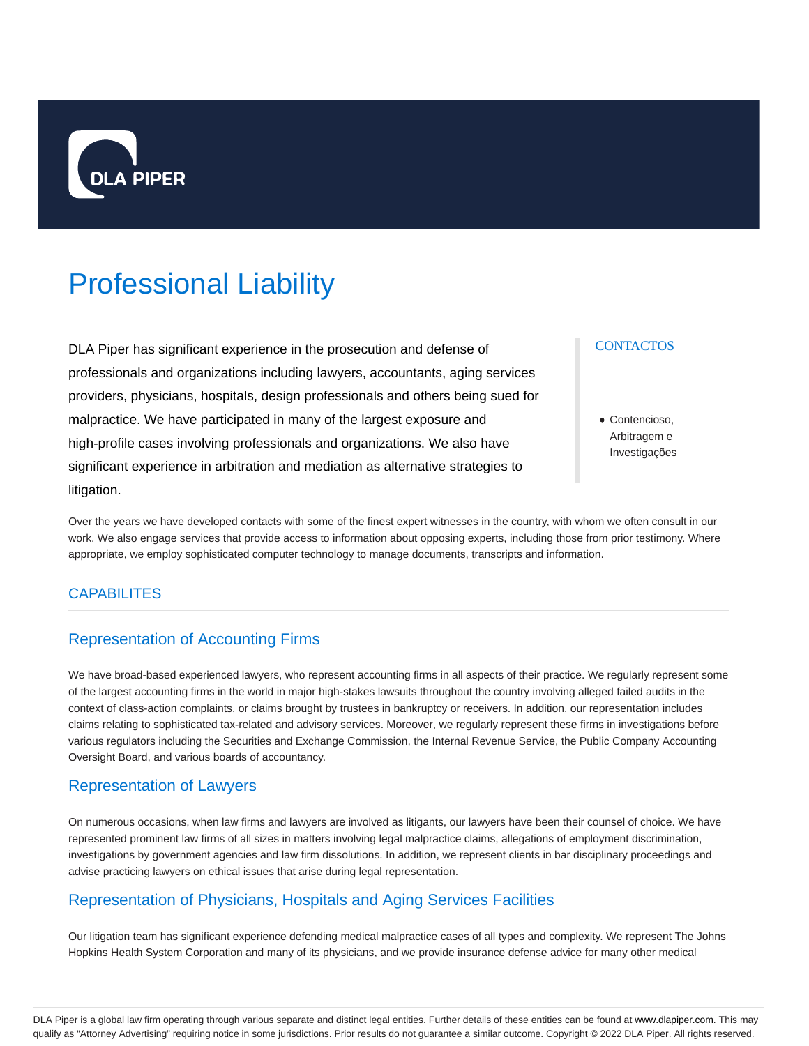DLA PIPER

# Professional Liability

DLA Piper has significant experience in the prosecution and defense of professionals and organizations including lawyers, accountants, aging services providers, physicians, hospitals, design professionals and others being sued for malpractice. We have participated in many of the largest exposure and high-profile cases involving professionals and organizations. We also have significant experience in arbitration and mediation as alternative strategies to litigation.

CONTACTOS

- Contencioso, Arbitragem e Investigações

Over the years we have developed contacts with some of the finest expert witnesses in the country, with whom we often consult in our work. We also engage services that provide access to information about opposing experts, including those from prior testimony. Where appropriate, we employ sophisticated computer technology to manage documents, transcripts and information.

## CAPABILITES

### Representation of Accounting Firms

We have broad-based experienced lawyers, who represent accounting firms in all aspects of their practice. We regularly represent some of the largest accounting firms in the world in major high-stakes lawsuits throughout the country involving alleged failed audits in the context of class-action complaints, or claims brought by trustees in bankruptcy or receivers. In addition, our representation includes claims relating to sophisticated tax-related and advisory services. Moreover, we regularly represent these firms in investigations before various regulators including the Securities and Exchange Commission, the Internal Revenue Service, the Public Company Accounting Oversight Board, and various boards of accountancy.

### Representation of Lawyers

On numerous occasions, when law firms and lawyers are involved as litigants, our lawyers have been their counsel of choice. We have represented prominent law firms of all sizes in matters involving legal malpractice claims, allegations of employment discrimination, investigations by government agencies and law firm dissolutions. In addition, we represent clients in bar disciplinary proceedings and advise practicing lawyers on ethical issues that arise during legal representation.

### Representation of Physicians, Hospitals and Aging Services Facilities

Our litigation team has significant experience defending medical malpractice cases of all types and complexity. We represent The Johns Hopkins Health System Corporation and many of its physicians, and we provide insurance defense advice for many other medical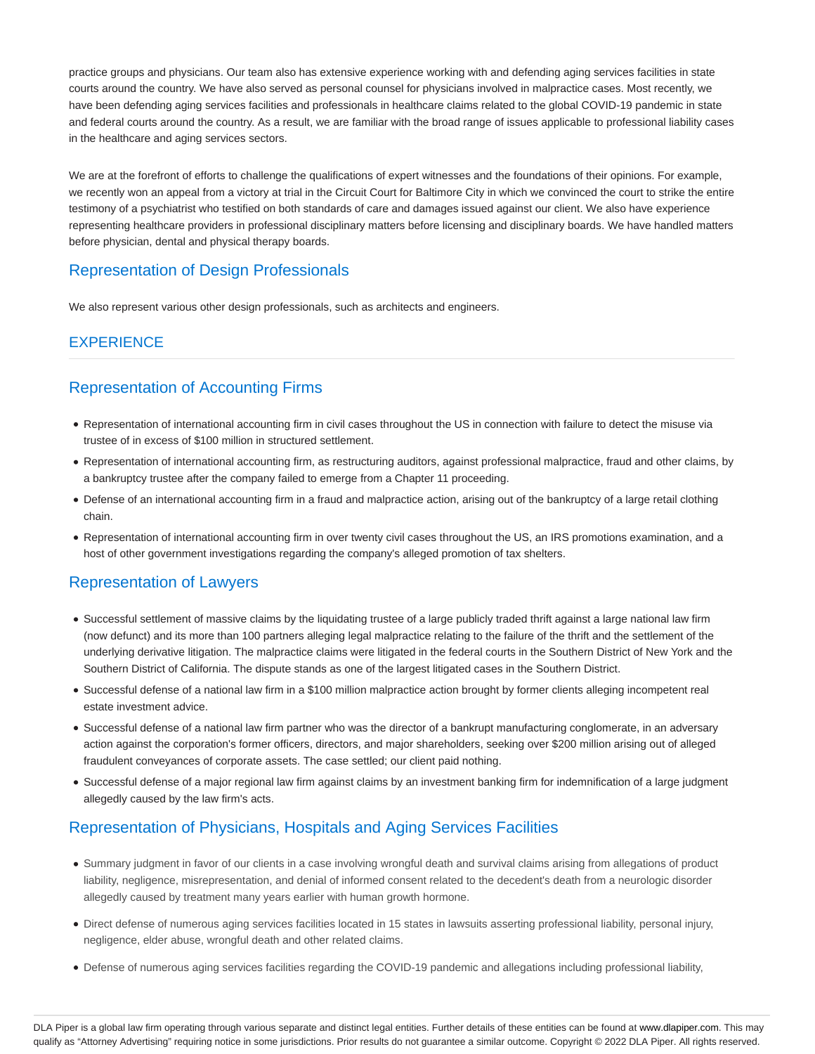practice groups and physicians. Our team also has extensive experience working with and defending aging services facilities in state courts around the country. We have also served as personal counsel for physicians involved in malpractice cases. Most recently, we have been defending aging services facilities and professionals in healthcare claims related to the global COVID-19 pandemic in state and federal courts around the country. As a result, we are familiar with the broad range of issues applicable to professional liability cases in the healthcare and aging services sectors.

We are at the forefront of efforts to challenge the qualifications of expert witnesses and the foundations of their opinions. For example, we recently won an appeal from a victory at trial in the Circuit Court for Baltimore City in which we convinced the court to strike the entire testimony of a psychiatrist who testified on both standards of care and damages issued against our client. We also have experience representing healthcare providers in professional disciplinary matters before licensing and disciplinary boards. We have handled matters before physician, dental and physical therapy boards.

## Representation of Design Professionals

We also represent various other design professionals, such as architects and engineers.

## EXPERIENCE

## Representation of Accounting Firms

- Representation of international accounting firm in civil cases throughout the US in connection with failure to detect the misuse via trustee of in excess of $100 million in structured settlement.
- Representation of international accounting firm, as restructuring auditors, against professional malpractice, fraud and other claims, by a bankruptcy trustee after the company failed to emerge from a Chapter 11 proceeding.
- Defense of an international accounting firm in a fraud and malpractice action, arising out of the bankruptcy of a large retail clothing chain.
- Representation of international accounting firm in over twenty civil cases throughout the US, an IRS promotions examination, and a host of other government investigations regarding the company's alleged promotion of tax shelters.

## Representation of Lawyers

- Successful settlement of massive claims by the liquidating trustee of a large publicly traded thrift against a large national law firm (now defunct) and its more than 100 partners alleging legal malpractice relating to the failure of the thrift and the settlement of the underlying derivative litigation. The malpractice claims were litigated in the federal courts in the Southern District of New York and the Southern District of California. The dispute stands as one of the largest litigated cases in the Southern District.
- Successful defense of a national law firm in a $100 million malpractice action brought by former clients alleging incompetent real estate investment advice.
- Successful defense of a national law firm partner who was the director of a bankrupt manufacturing conglomerate, in an adversary action against the corporation's former officers, directors, and major shareholders, seeking over $200 million arising out of alleged fraudulent conveyances of corporate assets. The case settled; our client paid nothing.
- Successful defense of a major regional law firm against claims by an investment banking firm for indemnification of a large judgment allegedly caused by the law firm's acts.

## Representation of Physicians, Hospitals and Aging Services Facilities

- Summary judgment in favor of our clients in a case involving wrongful death and survival claims arising from allegations of product liability, negligence, misrepresentation, and denial of informed consent related to the decedent's death from a neurologic disorder allegedly caused by treatment many years earlier with human growth hormone.
- Direct defense of numerous aging services facilities located in 15 states in lawsuits asserting professional liability, personal injury, negligence, elder abuse, wrongful death and other related claims.
- Defense of numerous aging services facilities regarding the COVID-19 pandemic and allegations including professional liability,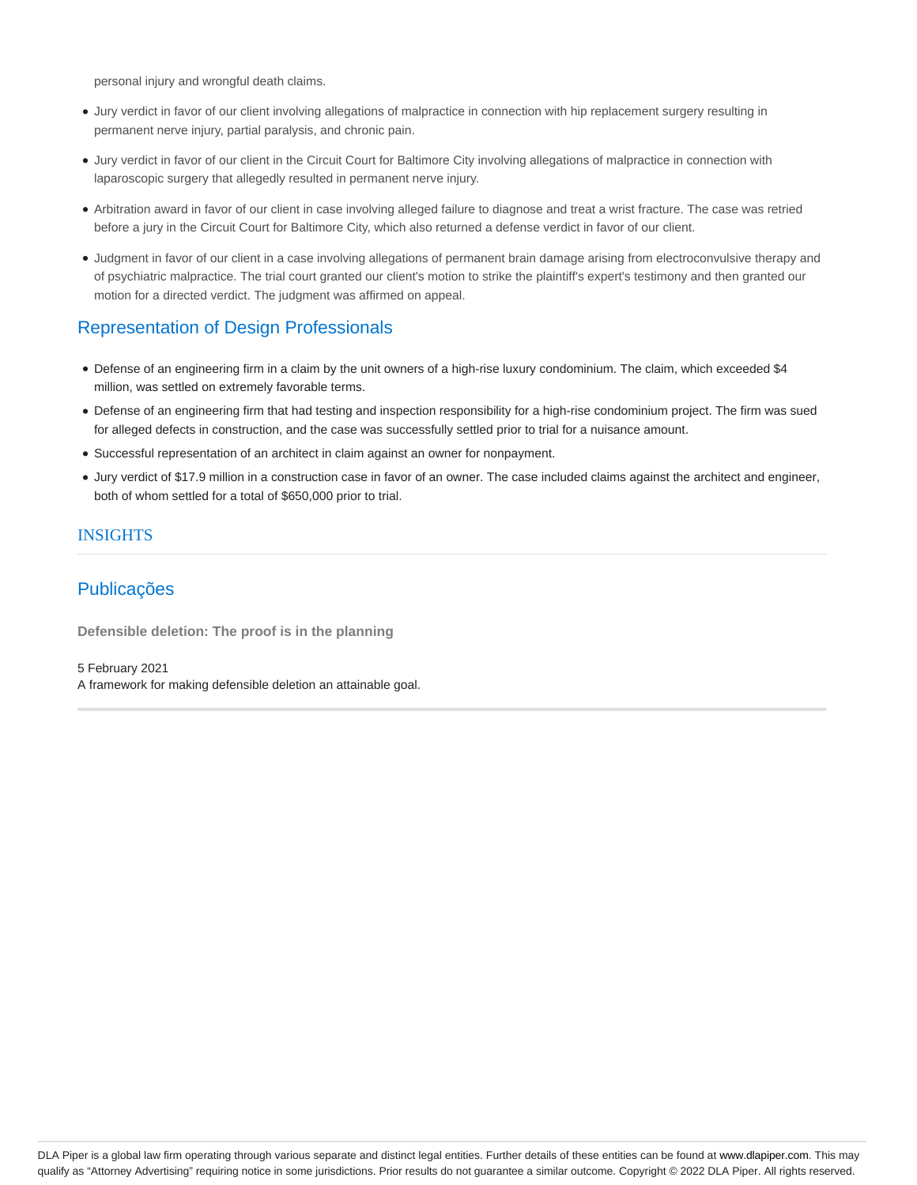personal injury and wrongful death claims.

- Jury verdict in favor of our client involving allegations of malpractice in connection with hip replacement surgery resulting in permanent nerve injury, partial paralysis, and chronic pain.
- Jury verdict in favor of our client in the Circuit Court for Baltimore City involving allegations of malpractice in connection with laparoscopic surgery that allegedly resulted in permanent nerve injury.
- Arbitration award in favor of our client in case involving alleged failure to diagnose and treat a wrist fracture. The case was retried before a jury in the Circuit Court for Baltimore City, which also returned a defense verdict in favor of our client.
- Judgment in favor of our client in a case involving allegations of permanent brain damage arising from electroconvulsive therapy and of psychiatric malpractice. The trial court granted our client's motion to strike the plaintiff's expert's testimony and then granted our motion for a directed verdict. The judgment was affirmed on appeal.

## Representation of Design Professionals

- Defense of an engineering firm in a claim by the unit owners of a high-rise luxury condominium. The claim, which exceeded $4 million, was settled on extremely favorable terms.
- Defense of an engineering firm that had testing and inspection responsibility for a high-rise condominium project. The firm was sued for alleged defects in construction, and the case was successfully settled prior to trial for a nuisance amount.
- Successful representation of an architect in claim against an owner for nonpayment.
- Jury verdict of $17.9 million in a construction case in favor of an owner. The case included claims against the architect and engineer, both of whom settled for a total of $650,000 prior to trial.

## INSIGHTS

## Publicações

**Defensible deletion: The proof is in the planning**

5 February 2021
A framework for making defensible deletion an attainable goal.

DLA Piper is a global law firm operating through various separate and distinct legal entities. Further details of these entities can be found at www.dlapiper.com. This may qualify as "Attorney Advertising" requiring notice in some jurisdictions. Prior results do not guarantee a similar outcome. Copyright © 2022 DLA Piper. All rights reserved.